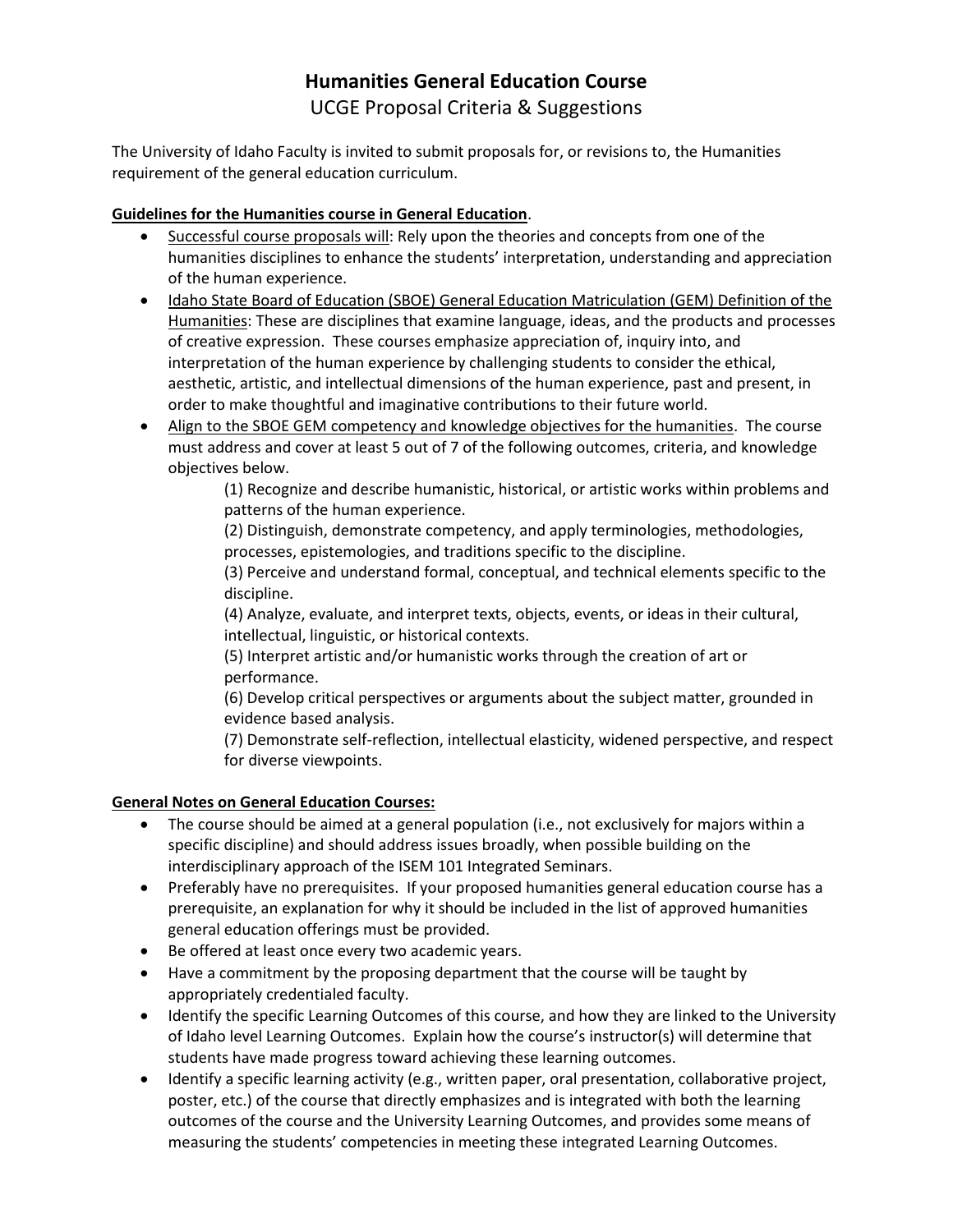# Humanities General Education Course

## UCGE Proposal Criteria & Suggestions

The University of Idaho Faculty is invited to submit proposals for, or revisions to, the Humanities requirement of the general education curriculum.

**Guidelines for the Humanities course in General Education**.

- Successful course proposals will: Rely upon the theories and concepts from one of the humanities disciplines to enhance the students' interpretation, understanding and appreciation of the human experience.
- Idaho State Board of Education (SBOE) General Education Matriculation (GEM) Definition of the Humanities: These are disciplines that examine language, ideas, and the products and processes of creative expression. These courses emphasize appreciation of, inquiry into, and interpretation of the human experience by challenging students to consider the ethical, aesthetic, artistic, and intellectual dimensions of the human experience, past and present, in order to make thoughtful and imaginative contributions to their future world.
- Align to the SBOE GEM competency and knowledge objectives for the humanities. The course must address and cover at least 5 out of 7 of the following outcomes, criteria, and knowledge objectives below.

  (1) Recognize and describe humanistic, historical, or artistic works within problems and patterns of the human experience.

  (2) Distinguish, demonstrate competency, and apply terminologies, methodologies, processes, epistemologies, and traditions specific to the discipline.

  (3) Perceive and understand formal, conceptual, and technical elements specific to the discipline.

  (4) Analyze, evaluate, and interpret texts, objects, events, or ideas in their cultural, intellectual, linguistic, or historical contexts.

  (5) Interpret artistic and/or humanistic works through the creation of art or performance.

  (6) Develop critical perspectives or arguments about the subject matter, grounded in evidence based analysis.

  (7) Demonstrate self-reflection, intellectual elasticity, widened perspective, and respect for diverse viewpoints.

**General Notes on General Education Courses:**

- The course should be aimed at a general population (i.e., not exclusively for majors within a specific discipline) and should address issues broadly, when possible building on the interdisciplinary approach of the ISEM 101 Integrated Seminars.
- Preferably have no prerequisites. If your proposed humanities general education course has a prerequisite, an explanation for why it should be included in the list of approved humanities general education offerings must be provided.
- Be offered at least once every two academic years.
- Have a commitment by the proposing department that the course will be taught by appropriately credentialed faculty.
- Identify the specific Learning Outcomes of this course, and how they are linked to the University of Idaho level Learning Outcomes. Explain how the course's instructor(s) will determine that students have made progress toward achieving these learning outcomes.
- Identify a specific learning activity (e.g., written paper, oral presentation, collaborative project, poster, etc.) of the course that directly emphasizes and is integrated with both the learning outcomes of the course and the University Learning Outcomes, and provides some means of measuring the students' competencies in meeting these integrated Learning Outcomes.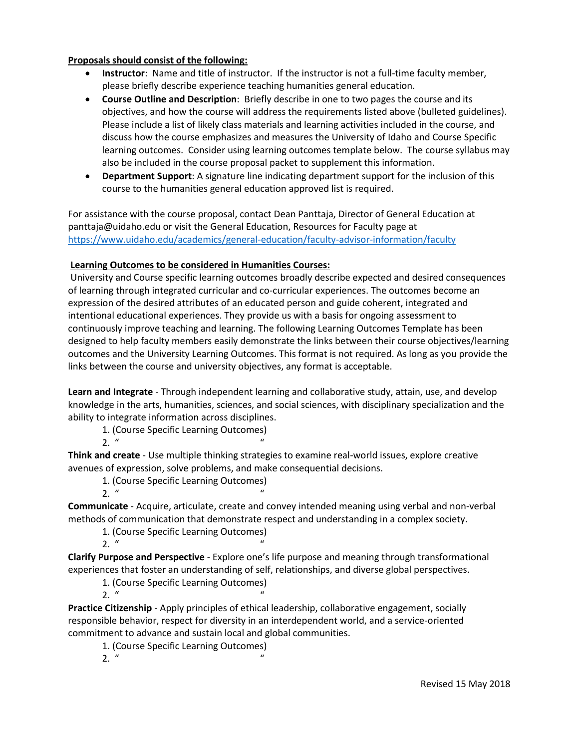**<u>Proposals should consist of the following:</u>**

- **Instructor**: Name and title of instructor. If the instructor is not a full-time faculty member, please briefly describe experience teaching humanities general education.
- **Course Outline and Description**: Briefly describe in one to two pages the course and its objectives, and how the course will address the requirements listed above (bulleted guidelines). Please include a list of likely class materials and learning activities included in the course, and discuss how the course emphasizes and measures the University of Idaho and Course Specific learning outcomes. Consider using learning outcomes template below. The course syllabus may also be included in the course proposal packet to supplement this information.
- **Department Support**: A signature line indicating department support for the inclusion of this course to the humanities general education approved list is required.

For assistance with the course proposal, contact Dean Panttaja, Director of General Education at panttaja@uidaho.edu or visit the General Education, Resources for Faculty page at https://www.uidaho.edu/academics/general-education/faculty-advisor-information/faculty

**<u>Learning Outcomes to be considered in Humanities Courses:</u>**

University and Course specific learning outcomes broadly describe expected and desired consequences of learning through integrated curricular and co-curricular experiences. The outcomes become an expression of the desired attributes of an educated person and guide coherent, integrated and intentional educational experiences. They provide us with a basis for ongoing assessment to continuously improve teaching and learning. The following Learning Outcomes Template has been designed to help faculty members easily demonstrate the links between their course objectives/learning outcomes and the University Learning Outcomes. This format is not required. As long as you provide the links between the course and university objectives, any format is acceptable.

**Learn and Integrate** - Through independent learning and collaborative study, attain, use, and develop knowledge in the arts, humanities, sciences, and social sciences, with disciplinary specialization and the ability to integrate information across disciplines.

1. (Course Specific Learning Outcomes)
2. " "

**Think and create** - Use multiple thinking strategies to examine real-world issues, explore creative avenues of expression, solve problems, and make consequential decisions.

1. (Course Specific Learning Outcomes)
2. " "

**Communicate** - Acquire, articulate, create and convey intended meaning using verbal and non-verbal methods of communication that demonstrate respect and understanding in a complex society.

1. (Course Specific Learning Outcomes)
2. " "

**Clarify Purpose and Perspective** - Explore one's life purpose and meaning through transformational experiences that foster an understanding of self, relationships, and diverse global perspectives.

1. (Course Specific Learning Outcomes)
2. " "

**Practice Citizenship** - Apply principles of ethical leadership, collaborative engagement, socially responsible behavior, respect for diversity in an interdependent world, and a service-oriented commitment to advance and sustain local and global communities.

1. (Course Specific Learning Outcomes)
2. " "

Revised 15 May 2018